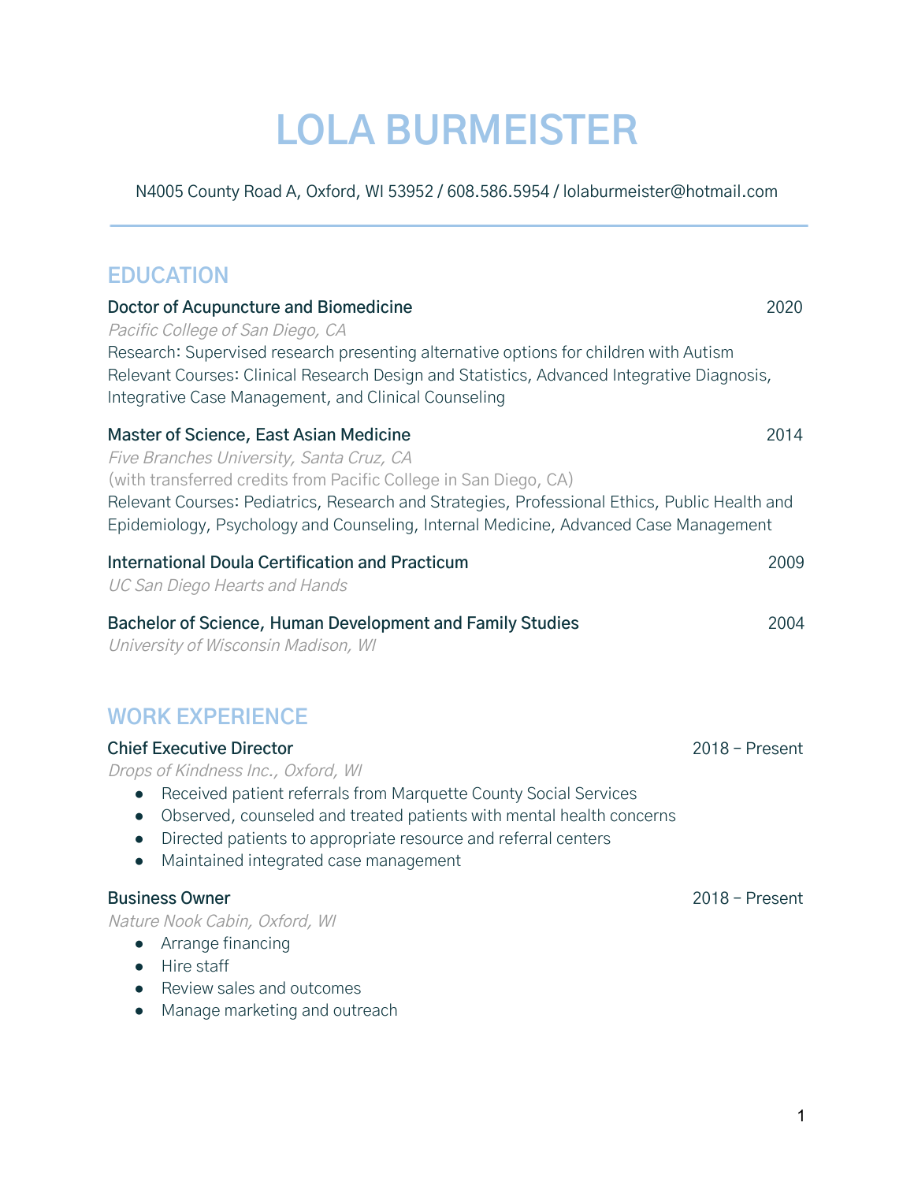# LOLA BURMEISTER

N4005 County Road A, Oxford, WI 53952 / 608.586.5954 / lolaburmeister@hotmail.com

## EDUCATION

**Doctor of Acupuncture and Biomedicine** 2020
*Pacific College of San Diego, CA*
Research: Supervised research presenting alternative options for children with Autism
Relevant Courses: Clinical Research Design and Statistics, Advanced Integrative Diagnosis, Integrative Case Management, and Clinical Counseling

**Master of Science, East Asian Medicine** 2014
*Five Branches University, Santa Cruz, CA*
(with transferred credits from Pacific College in San Diego, CA)
Relevant Courses: Pediatrics, Research and Strategies, Professional Ethics, Public Health and Epidemiology, Psychology and Counseling, Internal Medicine, Advanced Case Management

**International Doula Certification and Practicum** 2009
*UC San Diego Hearts and Hands*

**Bachelor of Science, Human Development and Family Studies** 2004
*University of Wisconsin Madison, WI*

## WORK EXPERIENCE

**Chief Executive Director** 2018 – Present
*Drops of Kindness Inc., Oxford, WI*

- Received patient referrals from Marquette County Social Services
- Observed, counseled and treated patients with mental health concerns
- Directed patients to appropriate resource and referral centers
- Maintained integrated case management

**Business Owner** 2018 – Present
*Nature Nook Cabin, Oxford, WI*

- Arrange financing
- Hire staff
- Review sales and outcomes
- Manage marketing and outreach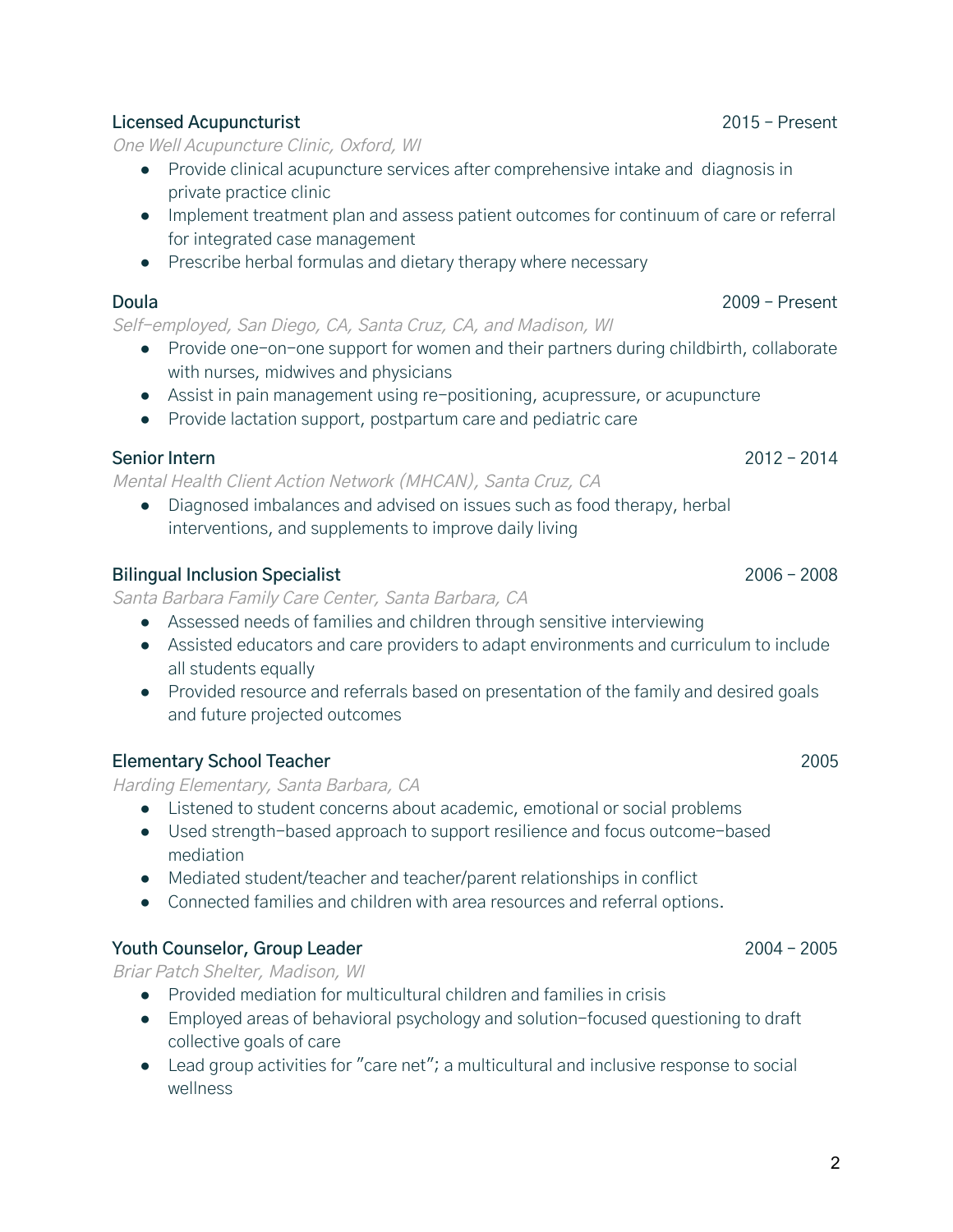**Licensed Acupuncturist** 2015 – Present

*One Well Acupuncture Clinic, Oxford, WI*

- Provide clinical acupuncture services after comprehensive intake and diagnosis in private practice clinic
- Implement treatment plan and assess patient outcomes for continuum of care or referral for integrated case management
- Prescribe herbal formulas and dietary therapy where necessary

**Doula** 2009 – Present

*Self-employed, San Diego, CA, Santa Cruz, CA, and Madison, WI*

- Provide one-on-one support for women and their partners during childbirth, collaborate with nurses, midwives and physicians
- Assist in pain management using re-positioning, acupressure, or acupuncture
- Provide lactation support, postpartum care and pediatric care

**Senior Intern** 2012 – 2014

*Mental Health Client Action Network (MHCAN), Santa Cruz, CA*

- Diagnosed imbalances and advised on issues such as food therapy, herbal interventions, and supplements to improve daily living

**Bilingual Inclusion Specialist** 2006 – 2008

*Santa Barbara Family Care Center, Santa Barbara, CA*

- Assessed needs of families and children through sensitive interviewing
- Assisted educators and care providers to adapt environments and curriculum to include all students equally
- Provided resource and referrals based on presentation of the family and desired goals and future projected outcomes

**Elementary School Teacher** 2005

*Harding Elementary, Santa Barbara, CA*

- Listened to student concerns about academic, emotional or social problems
- Used strength-based approach to support resilience and focus outcome-based mediation
- Mediated student/teacher and teacher/parent relationships in conflict
- Connected families and children with area resources and referral options.

**Youth Counselor, Group Leader** 2004 – 2005

*Briar Patch Shelter, Madison, WI*

- Provided mediation for multicultural children and families in crisis
- Employed areas of behavioral psychology and solution-focused questioning to draft collective goals of care
- Lead group activities for "care net"; a multicultural and inclusive response to social wellness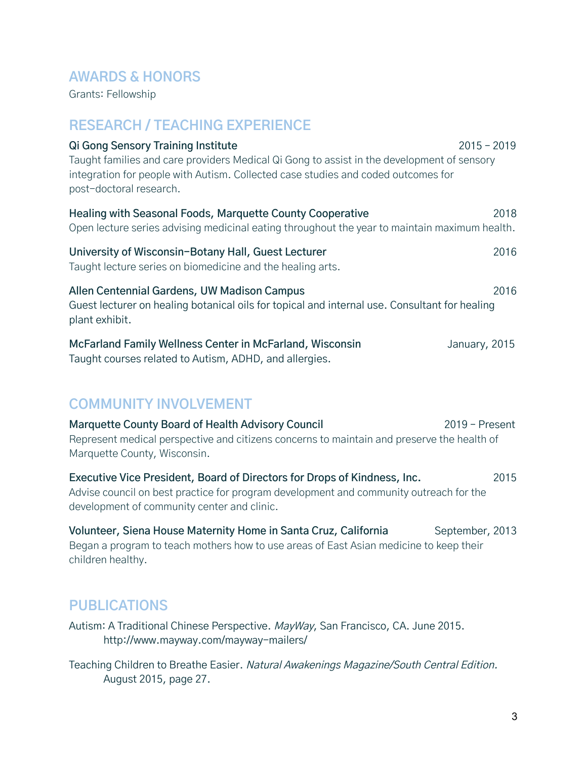## AWARDS & HONORS

Grants: Fellowship

## RESEARCH / TEACHING EXPERIENCE

**Qi Gong Sensory Training Institute** 2015 – 2019
Taught families and care providers Medical Qi Gong to assist in the development of sensory integration for people with Autism. Collected case studies and coded outcomes for post-doctoral research.

**Healing with Seasonal Foods, Marquette County Cooperative** 2018
Open lecture series advising medicinal eating throughout the year to maintain maximum health.

**University of Wisconsin-Botany Hall, Guest Lecturer** 2016
Taught lecture series on biomedicine and the healing arts.

**Allen Centennial Gardens, UW Madison Campus** 2016
Guest lecturer on healing botanical oils for topical and internal use. Consultant for healing plant exhibit.

**McFarland Family Wellness Center in McFarland, Wisconsin** January, 2015
Taught courses related to Autism, ADHD, and allergies.

## COMMUNITY INVOLVEMENT

**Marquette County Board of Health Advisory Council** 2019 – Present
Represent medical perspective and citizens concerns to maintain and preserve the health of Marquette County, Wisconsin.

**Executive Vice President, Board of Directors for Drops of Kindness, Inc.** 2015
Advise council on best practice for program development and community outreach for the development of community center and clinic.

**Volunteer, Siena House Maternity Home in Santa Cruz, California** September, 2013
Began a program to teach mothers how to use areas of East Asian medicine to keep their children healthy.

## PUBLICATIONS

Autism: A Traditional Chinese Perspective. *MayWay*, San Francisco, CA. June 2015. http://www.mayway.com/mayway-mailers/

Teaching Children to Breathe Easier. *Natural Awakenings Magazine/South Central Edition.* August 2015, page 27.